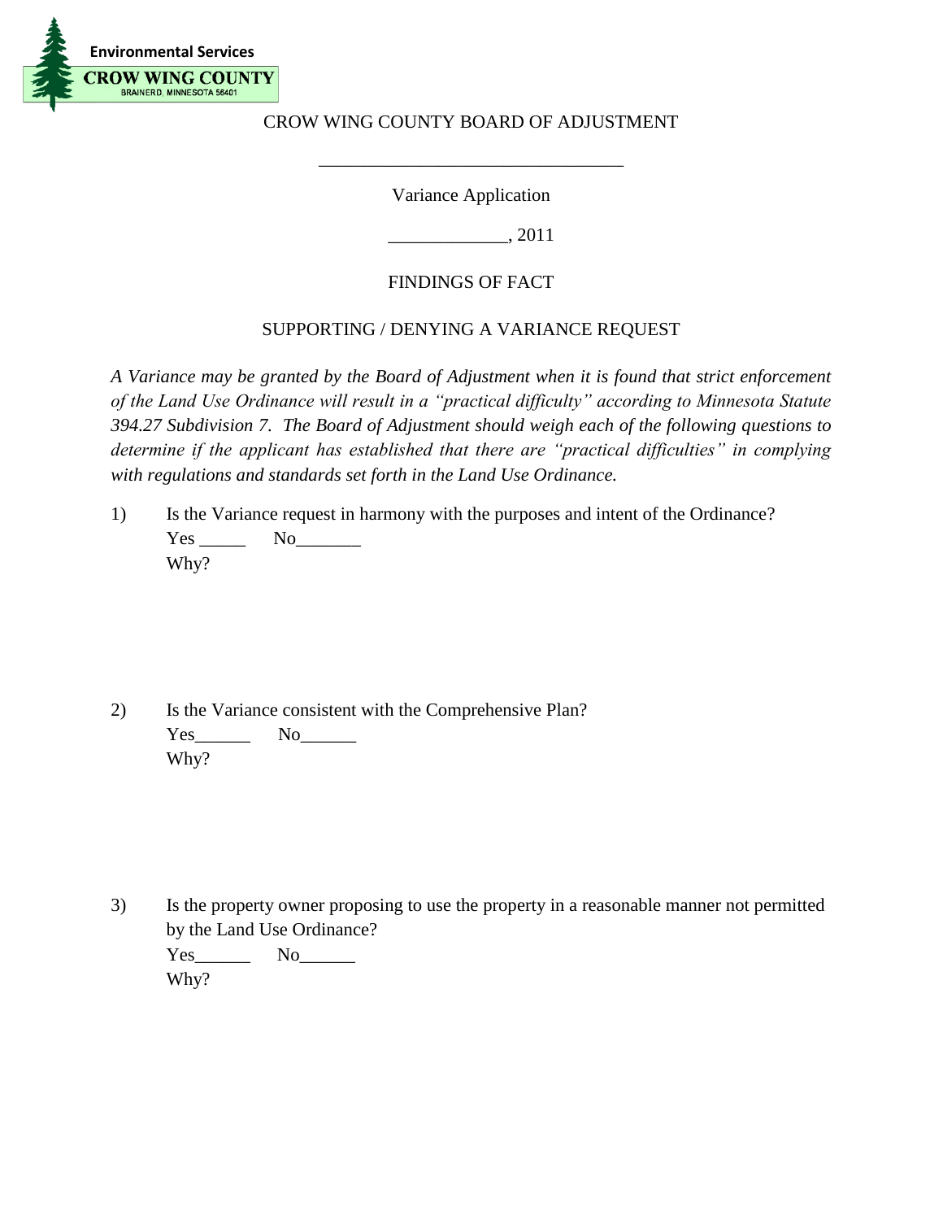Environmental Services

CROW WING COUNTY

BRAINERD, MINNESOTA 56401

CROW WING COUNTY BOARD OF ADJUSTMENT

_________________________________

Variance Application

____________, 2011

FINDINGS OF FACT

SUPPORTING / DENYING A VARIANCE REQUEST

*A Variance may be granted by the Board of Adjustment when it is found that strict enforcement of the Land Use Ordinance will result in a "practical difficulty" according to Minnesota Statute 394.27 Subdivision 7. The Board of Adjustment should weigh each of the following questions to determine if the applicant has established that there are "practical difficulties" in complying with regulations and standards set forth in the Land Use Ordinance.*

1) Is the Variance request in harmony with the purposes and intent of the Ordinance?
   Yes _____ No_______
   Why?

2) Is the Variance consistent with the Comprehensive Plan?
   Yes______ No______
   Why?

3) Is the property owner proposing to use the property in a reasonable manner not permitted by the Land Use Ordinance?
   Yes______ No______
   Why?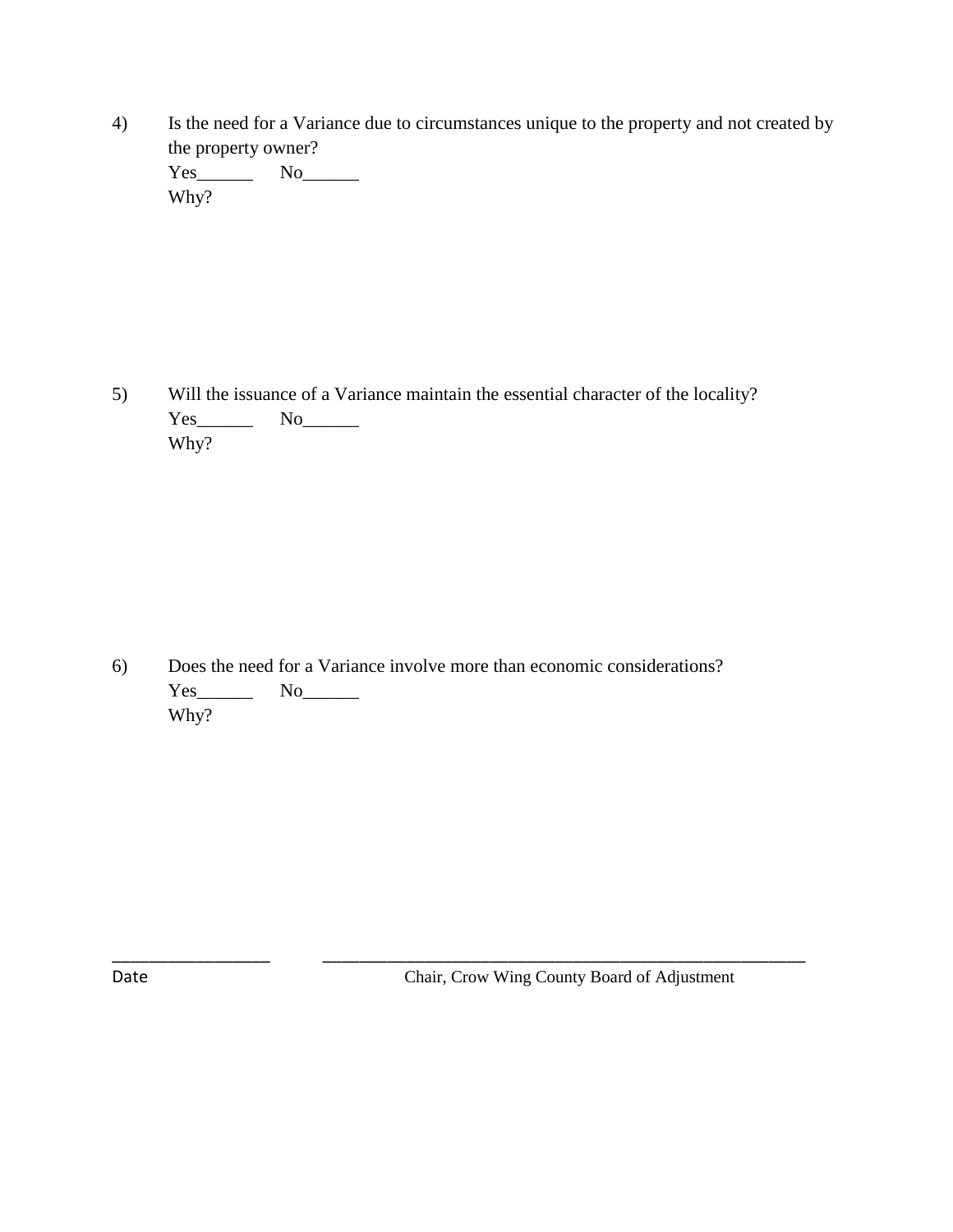4) Is the need for a Variance due to circumstances unique to the property and not created by the property owner?

Yes______ No______

Why?

5) Will the issuance of a Variance maintain the essential character of the locality?

Yes______ No______

Why?

6) Does the need for a Variance involve more than economic considerations?

Yes______ No______

Why?

_________________ _____________________________________________________

Date Chair, Crow Wing County Board of Adjustment